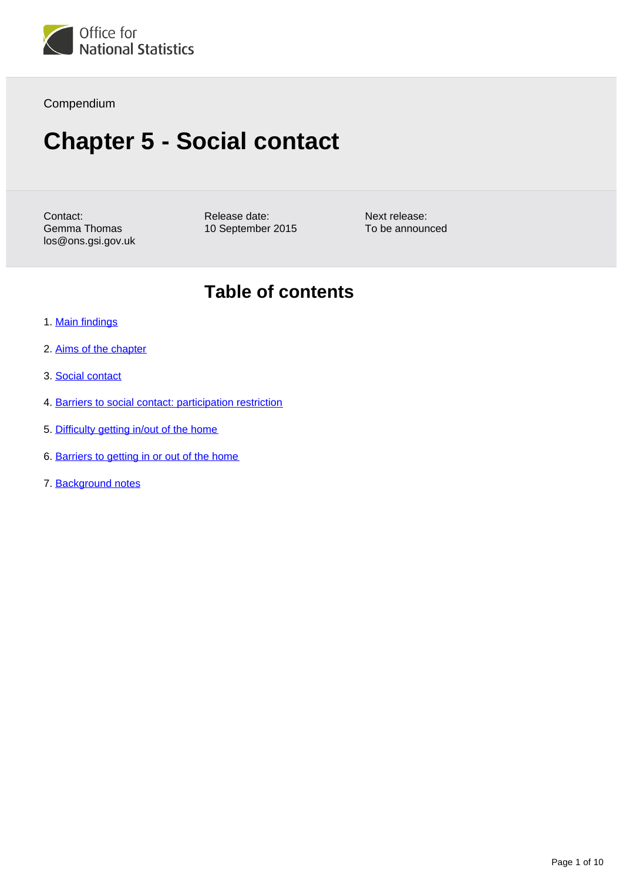Office for National Statistics

Compendium

# Chapter 5 - Social contact

Contact:
Gemma Thomas
los@ons.gsi.gov.uk

Release date:
10 September 2015

Next release:
To be announced

## Table of contents

1. Main findings
2. Aims of the chapter
3. Social contact
4. Barriers to social contact: participation restriction
5. Difficulty getting in/out of the home
6. Barriers to getting in or out of the home
7. Background notes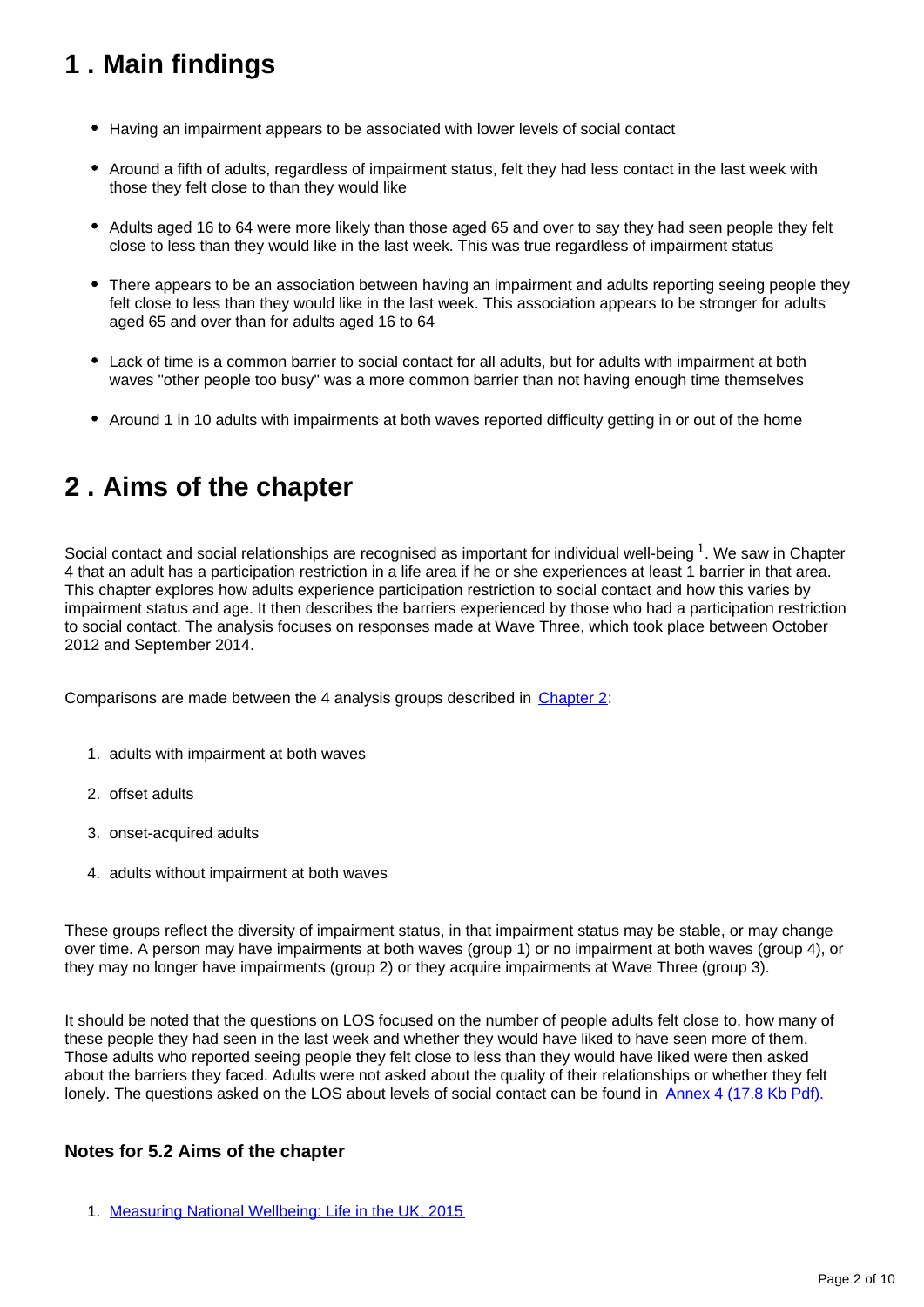## 1 . Main findings

- Having an impairment appears to be associated with lower levels of social contact
- Around a fifth of adults, regardless of impairment status, felt they had less contact in the last week with those they felt close to than they would like
- Adults aged 16 to 64 were more likely than those aged 65 and over to say they had seen people they felt close to less than they would like in the last week. This was true regardless of impairment status
- There appears to be an association between having an impairment and adults reporting seeing people they felt close to less than they would like in the last week. This association appears to be stronger for adults aged 65 and over than for adults aged 16 to 64
- Lack of time is a common barrier to social contact for all adults, but for adults with impairment at both waves "other people too busy" was a more common barrier than not having enough time themselves
- Around 1 in 10 adults with impairments at both waves reported difficulty getting in or out of the home

## 2 . Aims of the chapter

Social contact and social relationships are recognised as important for individual well-being[1]. We saw in Chapter 4 that an adult has a participation restriction in a life area if he or she experiences at least 1 barrier in that area. This chapter explores how adults experience participation restriction to social contact and how this varies by impairment status and age. It then describes the barriers experienced by those who had a participation restriction to social contact. The analysis focuses on responses made at Wave Three, which took place between October 2012 and September 2014.

Comparisons are made between the 4 analysis groups described in [Chapter 2]:

1. adults with impairment at both waves
2. offset adults
3. onset-acquired adults
4. adults without impairment at both waves

These groups reflect the diversity of impairment status, in that impairment status may be stable, or may change over time. A person may have impairments at both waves (group 1) or no impairment at both waves (group 4), or they may no longer have impairments (group 2) or they acquire impairments at Wave Three (group 3).

It should be noted that the questions on LOS focused on the number of people adults felt close to, how many of these people they had seen in the last week and whether they would have liked to have seen more of them. Those adults who reported seeing people they felt close to less than they would have liked were then asked about the barriers they faced. Adults were not asked about the quality of their relationships or whether they felt lonely. The questions asked on the LOS about levels of social contact can be found in [Annex 4 (17.8 Kb Pdf).]

### Notes for 5.2 Aims of the chapter

1. [Measuring National Wellbeing: Life in the UK, 2015]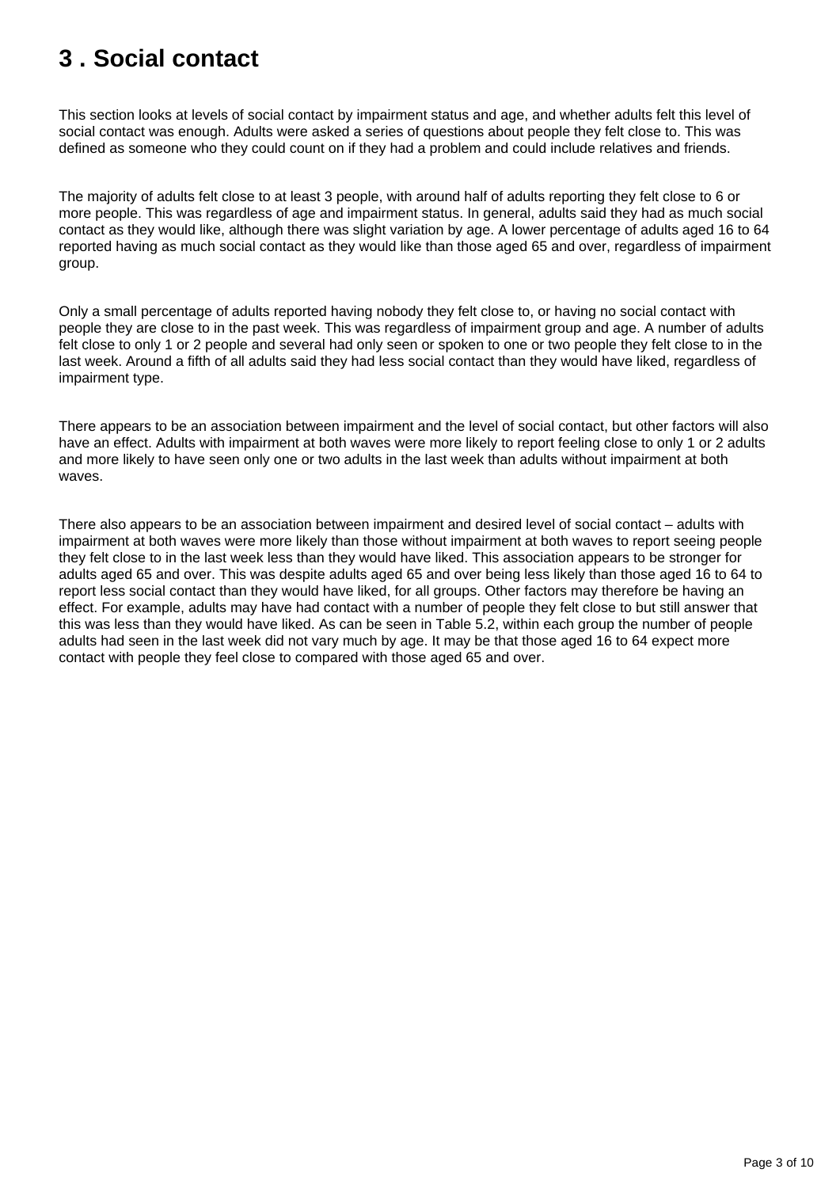# 3 . Social contact

This section looks at levels of social contact by impairment status and age, and whether adults felt this level of social contact was enough. Adults were asked a series of questions about people they felt close to. This was defined as someone who they could count on if they had a problem and could include relatives and friends.

The majority of adults felt close to at least 3 people, with around half of adults reporting they felt close to 6 or more people. This was regardless of age and impairment status. In general, adults said they had as much social contact as they would like, although there was slight variation by age. A lower percentage of adults aged 16 to 64 reported having as much social contact as they would like than those aged 65 and over, regardless of impairment group.

Only a small percentage of adults reported having nobody they felt close to, or having no social contact with people they are close to in the past week. This was regardless of impairment group and age. A number of adults felt close to only 1 or 2 people and several had only seen or spoken to one or two people they felt close to in the last week. Around a fifth of all adults said they had less social contact than they would have liked, regardless of impairment type.

There appears to be an association between impairment and the level of social contact, but other factors will also have an effect. Adults with impairment at both waves were more likely to report feeling close to only 1 or 2 adults and more likely to have seen only one or two adults in the last week than adults without impairment at both waves.

There also appears to be an association between impairment and desired level of social contact – adults with impairment at both waves were more likely than those without impairment at both waves to report seeing people they felt close to in the last week less than they would have liked. This association appears to be stronger for adults aged 65 and over. This was despite adults aged 65 and over being less likely than those aged 16 to 64 to report less social contact than they would have liked, for all groups. Other factors may therefore be having an effect. For example, adults may have had contact with a number of people they felt close to but still answer that this was less than they would have liked. As can be seen in Table 5.2, within each group the number of people adults had seen in the last week did not vary much by age. It may be that those aged 16 to 64 expect more contact with people they feel close to compared with those aged 65 and over.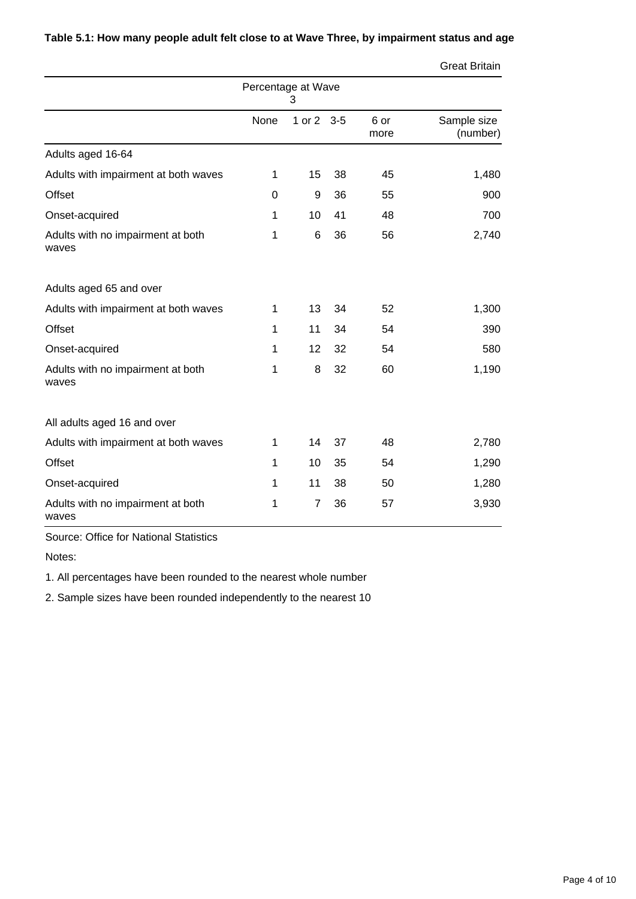**Table 5.1: How many people adult felt close to at Wave Three, by impairment status and age**

Great Britain

| | Percentage at Wave 3 | | | | |
|---|---|---|---|---|---|
| | None | 1 or 2 | 3-5 | 6 or more | Sample size (number) |
| Adults aged 16-64 | | | | | |
| Adults with impairment at both waves | 1 | 15 | 38 | 45 | 1,480 |
| Offset | 0 | 9 | 36 | 55 | 900 |
| Onset-acquired | 1 | 10 | 41 | 48 | 700 |
| Adults with no impairment at both waves | 1 | 6 | 36 | 56 | 2,740 |
| Adults aged 65 and over | | | | | |
| Adults with impairment at both waves | 1 | 13 | 34 | 52 | 1,300 |
| Offset | 1 | 11 | 34 | 54 | 390 |
| Onset-acquired | 1 | 12 | 32 | 54 | 580 |
| Adults with no impairment at both waves | 1 | 8 | 32 | 60 | 1,190 |
| All adults aged 16 and over | | | | | |
| Adults with impairment at both waves | 1 | 14 | 37 | 48 | 2,780 |
| Offset | 1 | 10 | 35 | 54 | 1,290 |
| Onset-acquired | 1 | 11 | 38 | 50 | 1,280 |
| Adults with no impairment at both waves | 1 | 7 | 36 | 57 | 3,930 |

Source: Office for National Statistics

Notes:

1. All percentages have been rounded to the nearest whole number

2. Sample sizes have been rounded independently to the nearest 10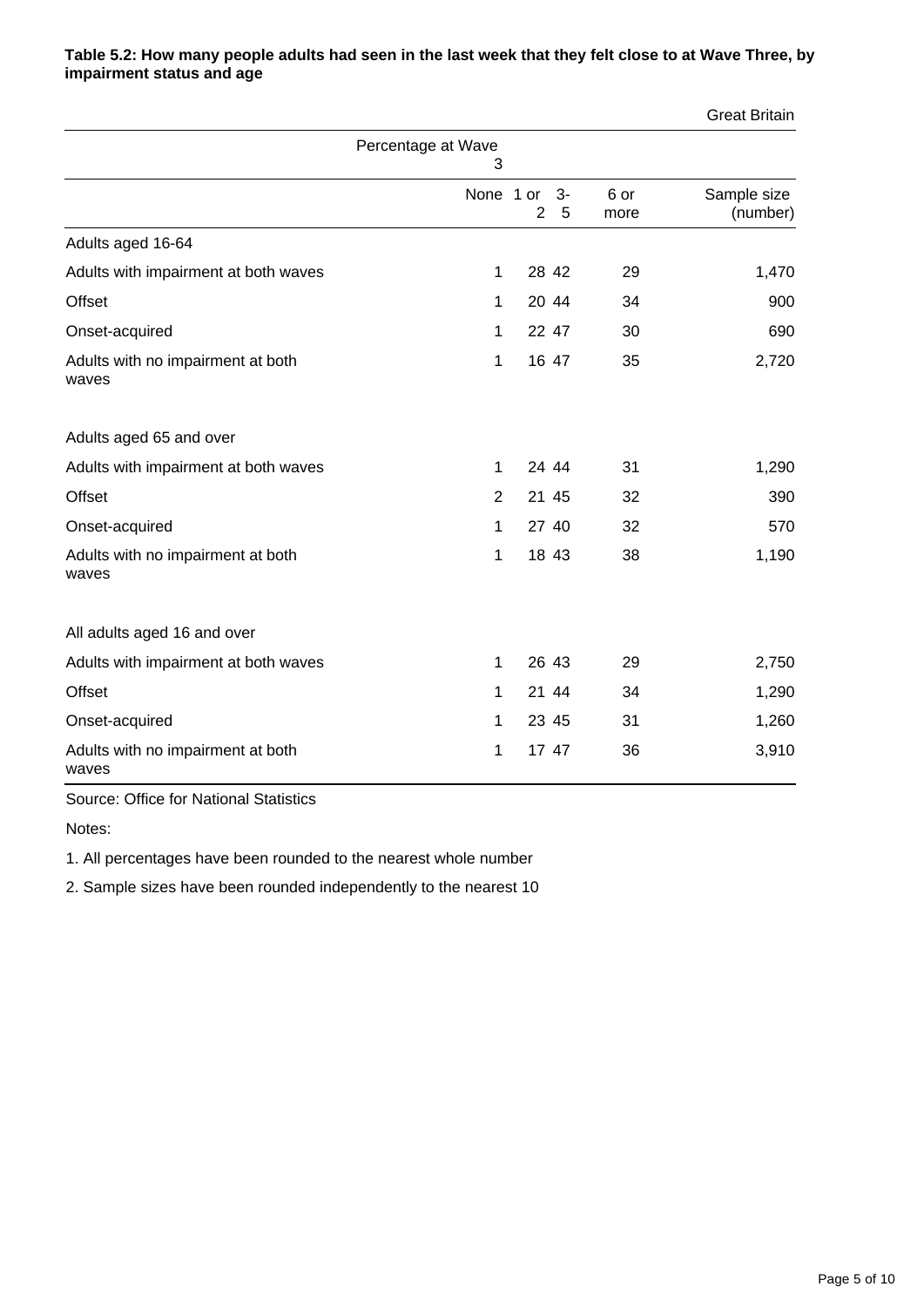**Table 5.2: How many people adults had seen in the last week that they felt close to at Wave Three, by impairment status and age**

Great Britain

| | Percentage at Wave 3 | | | | |
|---|---|---|---|---|---|
| | None | 1 or 2 | 3-5 | 6 or more | Sample size (number) |
| Adults aged 16-64 | | | | | |
| Adults with impairment at both waves | 1 | 28 | 42 | 29 | 1,470 |
| Offset | 1 | 20 | 44 | 34 | 900 |
| Onset-acquired | 1 | 22 | 47 | 30 | 690 |
| Adults with no impairment at both waves | 1 | 16 | 47 | 35 | 2,720 |
| Adults aged 65 and over | | | | | |
| Adults with impairment at both waves | 1 | 24 | 44 | 31 | 1,290 |
| Offset | 2 | 21 | 45 | 32 | 390 |
| Onset-acquired | 1 | 27 | 40 | 32 | 570 |
| Adults with no impairment at both waves | 1 | 18 | 43 | 38 | 1,190 |
| All adults aged 16 and over | | | | | |
| Adults with impairment at both waves | 1 | 26 | 43 | 29 | 2,750 |
| Offset | 1 | 21 | 44 | 34 | 1,290 |
| Onset-acquired | 1 | 23 | 45 | 31 | 1,260 |
| Adults with no impairment at both waves | 1 | 17 | 47 | 36 | 3,910 |

Source: Office for National Statistics

Notes:

1. All percentages have been rounded to the nearest whole number

2. Sample sizes have been rounded independently to the nearest 10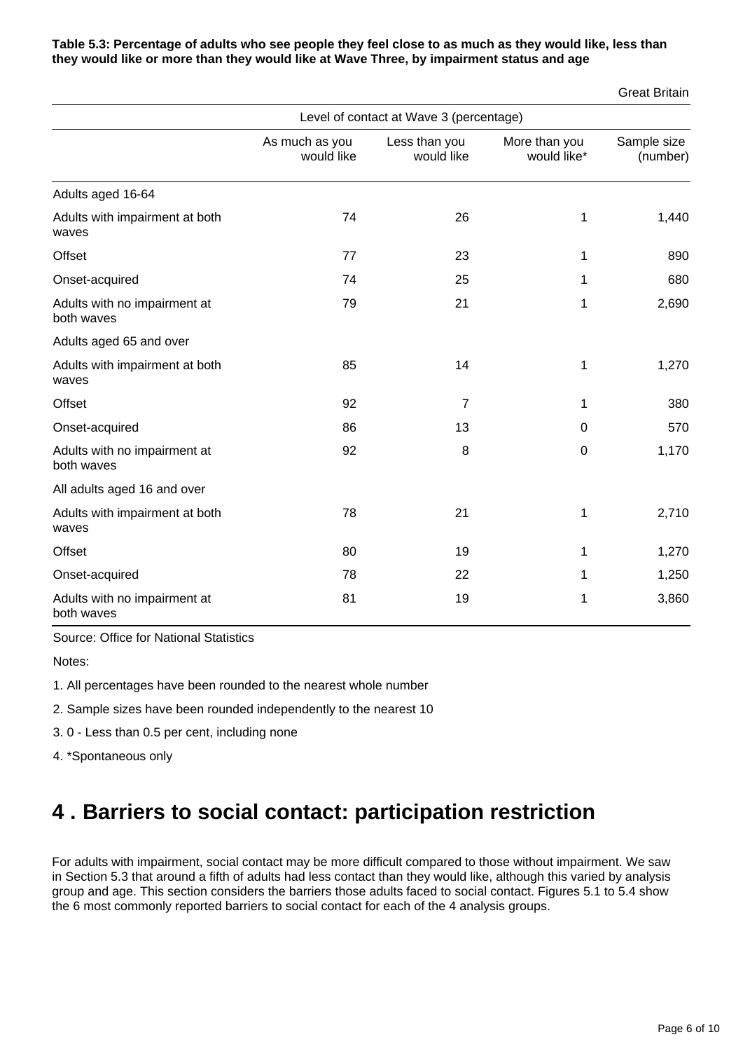**Table 5.3: Percentage of adults who see people they feel close to as much as they would like, less than they would like or more than they would like at Wave Three, by impairment status and age**

Great Britain

| | Level of contact at Wave 3 (percentage) | | | |
|---|---|---|---|---|
| | As much as you would like | Less than you would like | More than you would like* | Sample size (number) |
| Adults aged 16-64 | | | | |
| Adults with impairment at both waves | 74 | 26 | 1 | 1,440 |
| Offset | 77 | 23 | 1 | 890 |
| Onset-acquired | 74 | 25 | 1 | 680 |
| Adults with no impairment at both waves | 79 | 21 | 1 | 2,690 |
| Adults aged 65 and over | | | | |
| Adults with impairment at both waves | 85 | 14 | 1 | 1,270 |
| Offset | 92 | 7 | 1 | 380 |
| Onset-acquired | 86 | 13 | 0 | 570 |
| Adults with no impairment at both waves | 92 | 8 | 0 | 1,170 |
| All adults aged 16 and over | | | | |
| Adults with impairment at both waves | 78 | 21 | 1 | 2,710 |
| Offset | 80 | 19 | 1 | 1,270 |
| Onset-acquired | 78 | 22 | 1 | 1,250 |
| Adults with no impairment at both waves | 81 | 19 | 1 | 3,860 |

Source: Office for National Statistics

Notes:

1. All percentages have been rounded to the nearest whole number

2. Sample sizes have been rounded independently to the nearest 10

3. 0 - Less than 0.5 per cent, including none

4. *Spontaneous only

# 4 . Barriers to social contact: participation restriction

For adults with impairment, social contact may be more difficult compared to those without impairment. We saw in Section 5.3 that around a fifth of adults had less contact than they would like, although this varied by analysis group and age. This section considers the barriers those adults faced to social contact. Figures 5.1 to 5.4 show the 6 most commonly reported barriers to social contact for each of the 4 analysis groups.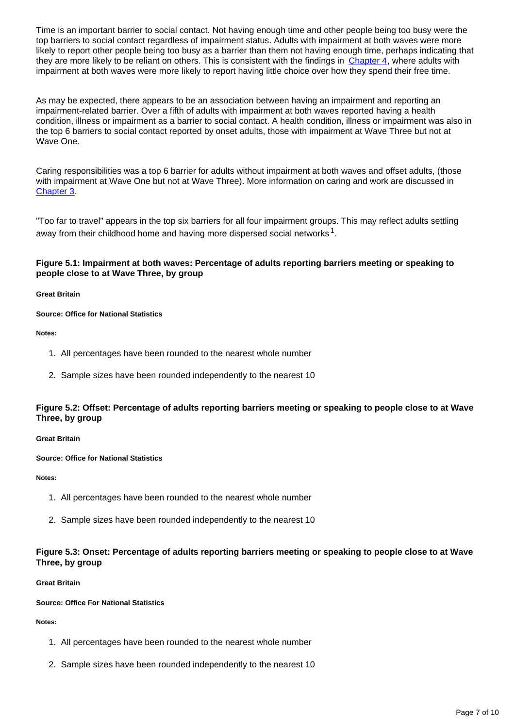Time is an important barrier to social contact. Not having enough time and other people being too busy were the top barriers to social contact regardless of impairment status. Adults with impairment at both waves were more likely to report other people being too busy as a barrier than them not having enough time, perhaps indicating that they are more likely to be reliant on others. This is consistent with the findings in Chapter 4, where adults with impairment at both waves were more likely to report having little choice over how they spend their free time.

As may be expected, there appears to be an association between having an impairment and reporting an impairment-related barrier. Over a fifth of adults with impairment at both waves reported having a health condition, illness or impairment as a barrier to social contact. A health condition, illness or impairment was also in the top 6 barriers to social contact reported by onset adults, those with impairment at Wave Three but not at Wave One.

Caring responsibilities was a top 6 barrier for adults without impairment at both waves and offset adults, (those with impairment at Wave One but not at Wave Three). More information on caring and work are discussed in Chapter 3.

"Too far to travel" appears in the top six barriers for all four impairment groups. This may reflect adults settling away from their childhood home and having more dispersed social networks[1].

#### Figure 5.1: Impairment at both waves: Percentage of adults reporting barriers meeting or speaking to people close to at Wave Three, by group

**Great Britain**

**Source: Office for National Statistics**

**Notes:**

1. All percentages have been rounded to the nearest whole number
2. Sample sizes have been rounded independently to the nearest 10

#### Figure 5.2: Offset: Percentage of adults reporting barriers meeting or speaking to people close to at Wave Three, by group

**Great Britain**

**Source: Office for National Statistics**

**Notes:**

1. All percentages have been rounded to the nearest whole number
2. Sample sizes have been rounded independently to the nearest 10

#### Figure 5.3: Onset: Percentage of adults reporting barriers meeting or speaking to people close to at Wave Three, by group

**Great Britain**

**Source: Office For National Statistics**

**Notes:**

1. All percentages have been rounded to the nearest whole number
2. Sample sizes have been rounded independently to the nearest 10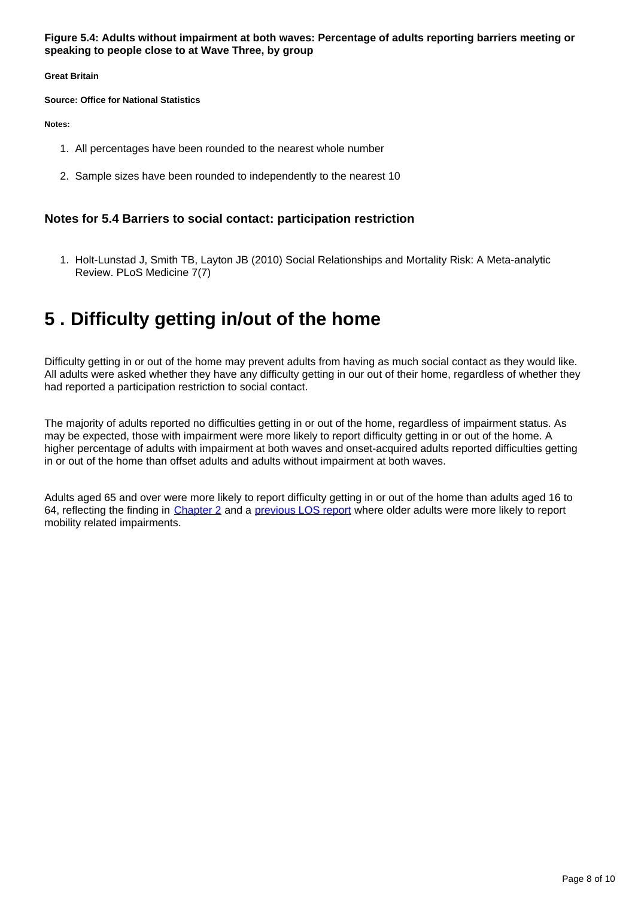**Figure 5.4: Adults without impairment at both waves: Percentage of adults reporting barriers meeting or speaking to people close to at Wave Three, by group**

**Great Britain**

**Source: Office for National Statistics**

**Notes:**

1. All percentages have been rounded to the nearest whole number
2. Sample sizes have been rounded to independently to the nearest 10

### Notes for 5.4 Barriers to social contact: participation restriction

1. Holt-Lunstad J, Smith TB, Layton JB (2010) Social Relationships and Mortality Risk: A Meta-analytic Review. PLoS Medicine 7(7)

## 5 . Difficulty getting in/out of the home

Difficulty getting in or out of the home may prevent adults from having as much social contact as they would like. All adults were asked whether they have any difficulty getting in our out of their home, regardless of whether they had reported a participation restriction to social contact.

The majority of adults reported no difficulties getting in or out of the home, regardless of impairment status. As may be expected, those with impairment were more likely to report difficulty getting in or out of the home. A higher percentage of adults with impairment at both waves and onset-acquired adults reported difficulties getting in or out of the home than offset adults and adults without impairment at both waves.

Adults aged 65 and over were more likely to report difficulty getting in or out of the home than adults aged 16 to 64, reflecting the finding in Chapter 2 and a previous LOS report where older adults were more likely to report mobility related impairments.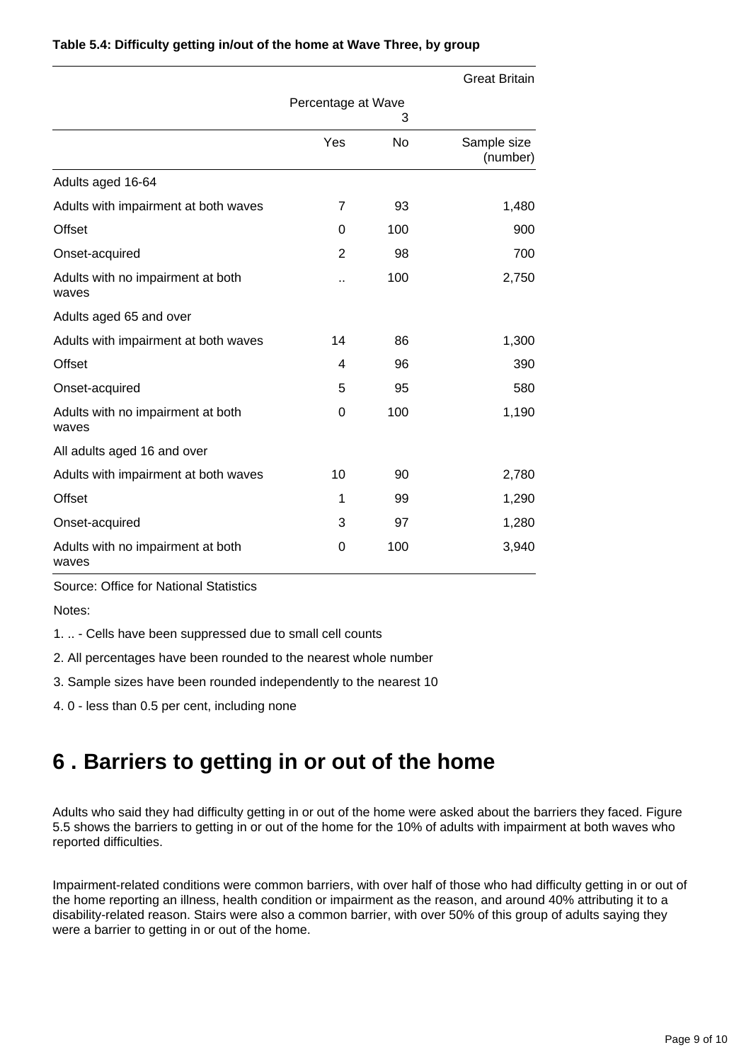**Table 5.4: Difficulty getting in/out of the home at Wave Three, by group**

| | Percentage at Wave 3 | | Great Britain |
|---|---|---|---|
| | Yes | No | Sample size (number) |
| Adults aged 16-64 | | | |
| Adults with impairment at both waves | 7 | 93 | 1,480 |
| Offset | 0 | 100 | 900 |
| Onset-acquired | 2 | 98 | 700 |
| Adults with no impairment at both waves | .. | 100 | 2,750 |
| Adults aged 65 and over | | | |
| Adults with impairment at both waves | 14 | 86 | 1,300 |
| Offset | 4 | 96 | 390 |
| Onset-acquired | 5 | 95 | 580 |
| Adults with no impairment at both waves | 0 | 100 | 1,190 |
| All adults aged 16 and over | | | |
| Adults with impairment at both waves | 10 | 90 | 2,780 |
| Offset | 1 | 99 | 1,290 |
| Onset-acquired | 3 | 97 | 1,280 |
| Adults with no impairment at both waves | 0 | 100 | 3,940 |

Source: Office for National Statistics

Notes:

1. .. - Cells have been suppressed due to small cell counts
2. All percentages have been rounded to the nearest whole number
3. Sample sizes have been rounded independently to the nearest 10
4. 0 - less than 0.5 per cent, including none

# 6 . Barriers to getting in or out of the home

Adults who said they had difficulty getting in or out of the home were asked about the barriers they faced. Figure 5.5 shows the barriers to getting in or out of the home for the 10% of adults with impairment at both waves who reported difficulties.

Impairment-related conditions were common barriers, with over half of those who had difficulty getting in or out of the home reporting an illness, health condition or impairment as the reason, and around 40% attributing it to a disability-related reason. Stairs were also a common barrier, with over 50% of this group of adults saying they were a barrier to getting in or out of the home.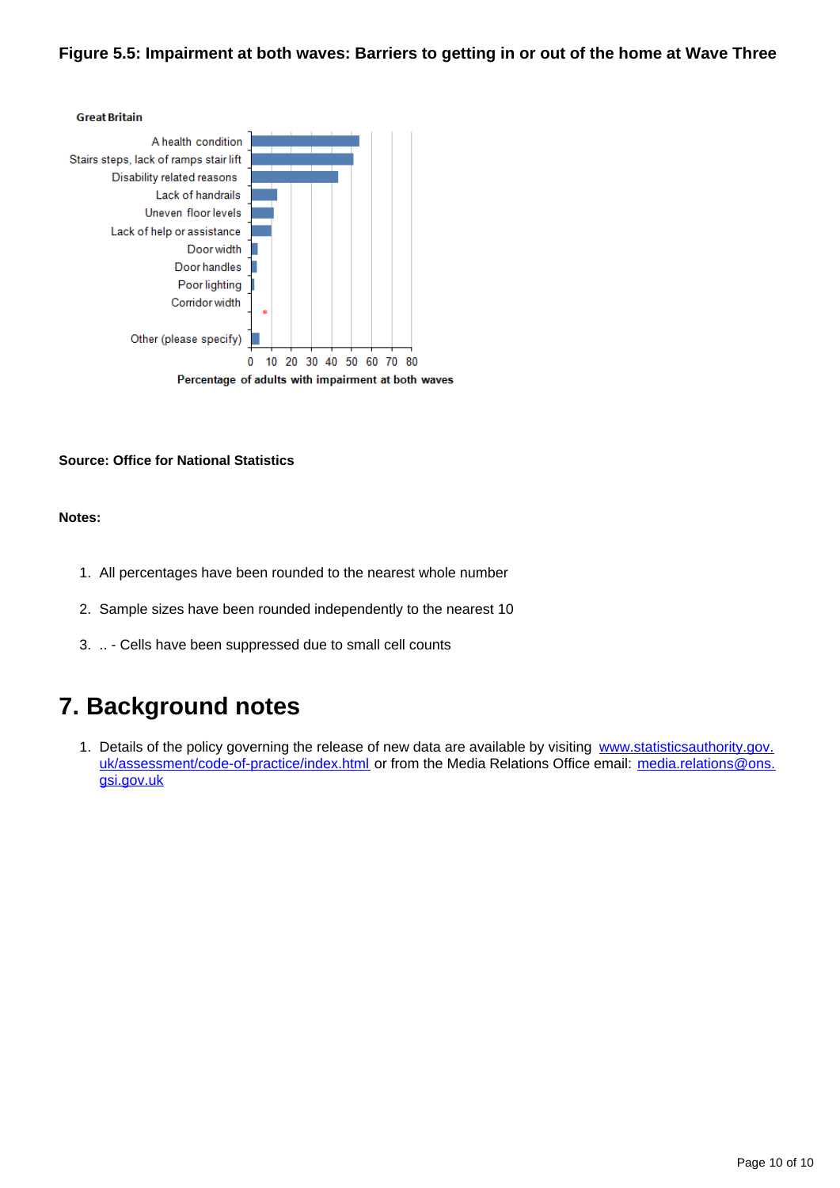**Figure 5.5: Impairment at both waves: Barriers to getting in or out of the home at Wave Three**

Great Britain

A health condition
Stairs steps, lack of ramps stair lift
Disability related reasons
Lack of handrails
Uneven floor levels
Lack of help or assistance
Door width
Door handles
Poor lighting
Corridor width
*
Other (please specify)

0 10 20 30 40 50 60 70 80

Percentage of adults with impairment at both waves

**Source: Office for National Statistics**

**Notes:**

1. All percentages have been rounded to the nearest whole number
2. Sample sizes have been rounded independently to the nearest 10
3. .. - Cells have been suppressed due to small cell counts

# 7. Background notes

1. Details of the policy governing the release of new data are available by visiting www.statisticsauthority.gov.uk/assessment/code-of-practice/index.html or from the Media Relations Office email: media.relations@ons.gsi.gov.uk